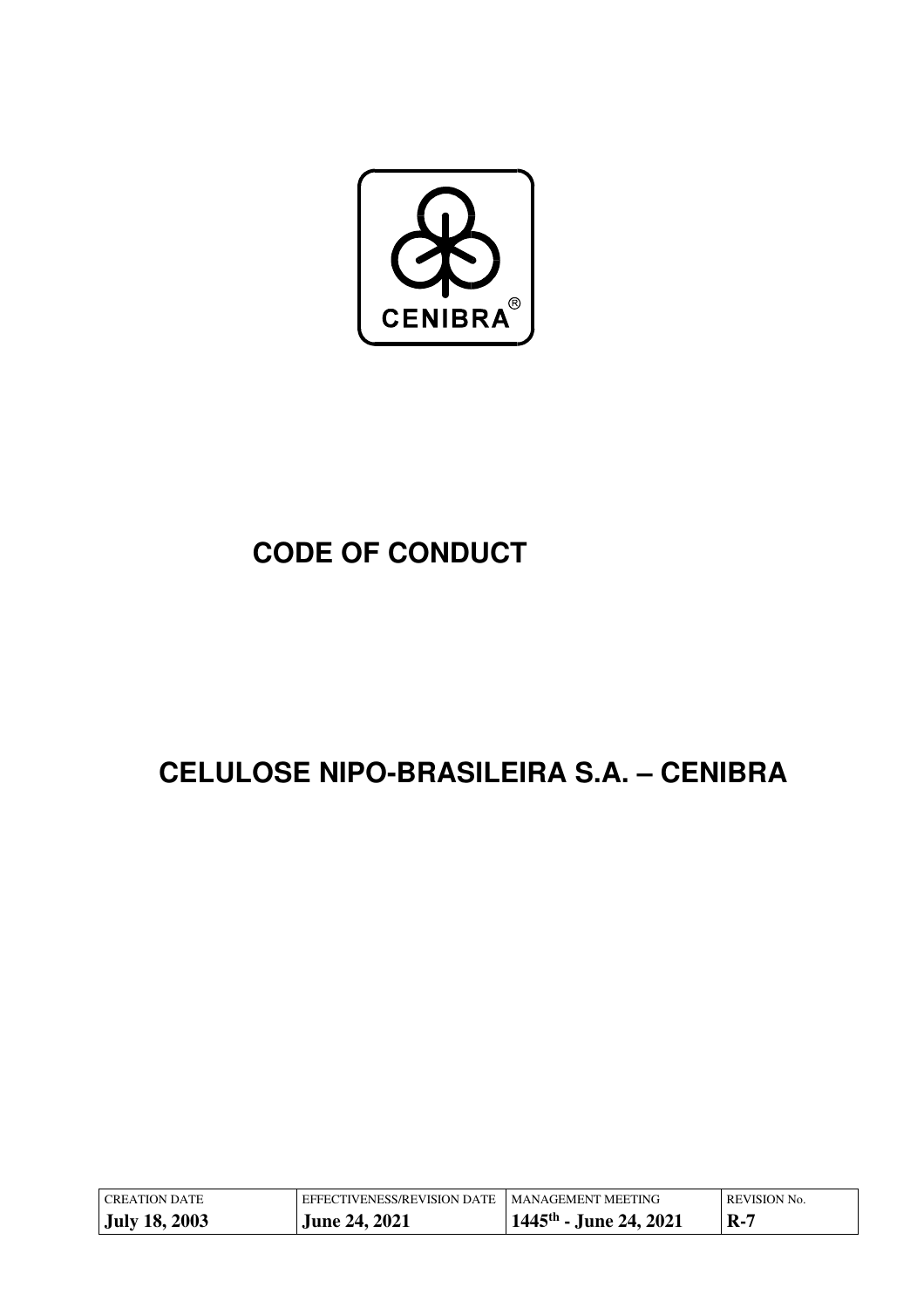CENIBRA®

# CODE OF CONDUCT

# CELULOSE NIPO-BRASILEIRA S.A. – CENIBRA

| CREATION DATE | EFFECTIVENESS/REVISION DATE | MANAGEMENT MEETING | REVISION No. |
|---|---|---|---|
| **July 18, 2003** | **June 24, 2021** | **1445th - June 24, 2021** | **R-7** |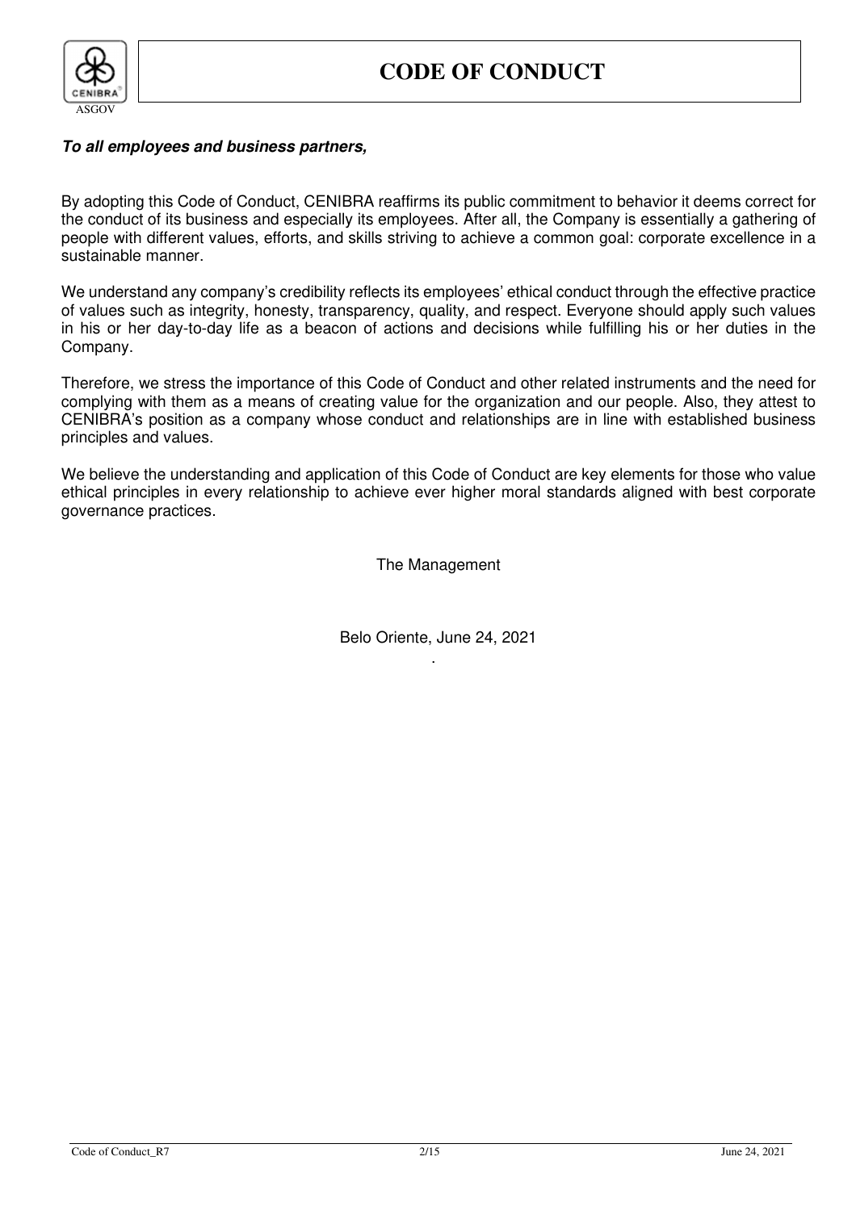***To all employees and business partners,***

By adopting this Code of Conduct, CENIBRA reaffirms its public commitment to behavior it deems correct for the conduct of its business and especially its employees. After all, the Company is essentially a gathering of people with different values, efforts, and skills striving to achieve a common goal: corporate excellence in a sustainable manner.

We understand any company's credibility reflects its employees' ethical conduct through the effective practice of values such as integrity, honesty, transparency, quality, and respect. Everyone should apply such values in his or her day-to-day life as a beacon of actions and decisions while fulfilling his or her duties in the Company.

Therefore, we stress the importance of this Code of Conduct and other related instruments and the need for complying with them as a means of creating value for the organization and our people. Also, they attest to CENIBRA's position as a company whose conduct and relationships are in line with established business principles and values.

We believe the understanding and application of this Code of Conduct are key elements for those who value ethical principles in every relationship to achieve ever higher moral standards aligned with best corporate governance practices.

The Management

Belo Oriente, June 24, 2021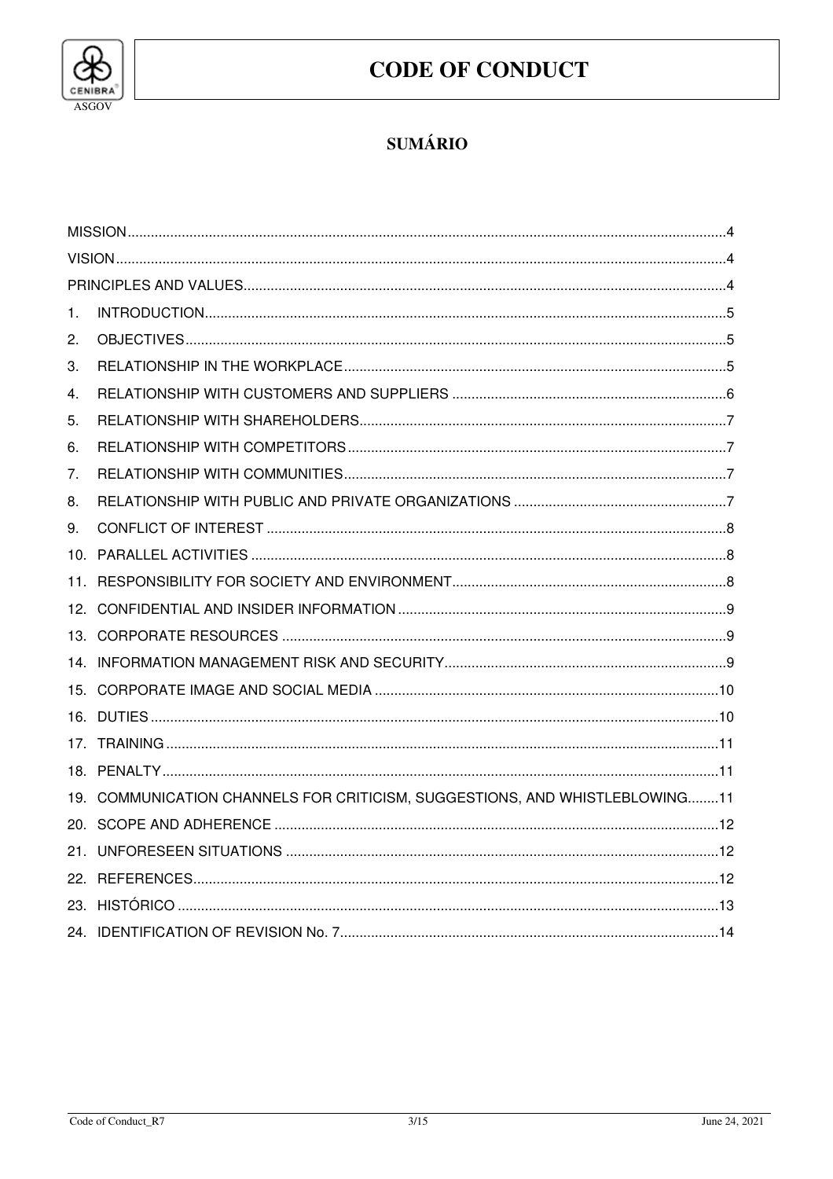# CODE OF CONDUCT

## SUMÁRIO

MISSION ........................................................................................................ 4

VISION ........................................................................................................ 4

PRINCIPLES AND VALUES ........................................................................................................ 4

1. INTRODUCTION ........................................................................................................ 5
2. OBJECTIVES ........................................................................................................ 5
3. RELATIONSHIP IN THE WORKPLACE ........................................................................................................ 5
4. RELATIONSHIP WITH CUSTOMERS AND SUPPLIERS ........................................................................................................ 6
5. RELATIONSHIP WITH SHAREHOLDERS ........................................................................................................ 7
6. RELATIONSHIP WITH COMPETITORS ........................................................................................................ 7
7. RELATIONSHIP WITH COMMUNITIES ........................................................................................................ 7
8. RELATIONSHIP WITH PUBLIC AND PRIVATE ORGANIZATIONS ........................................................................................................ 7
9. CONFLICT OF INTEREST ........................................................................................................ 8
10. PARALLEL ACTIVITIES ........................................................................................................ 8
11. RESPONSIBILITY FOR SOCIETY AND ENVIRONMENT ........................................................................................................ 8
12. CONFIDENTIAL AND INSIDER INFORMATION ........................................................................................................ 9
13. CORPORATE RESOURCES ........................................................................................................ 9
14. INFORMATION MANAGEMENT RISK AND SECURITY ........................................................................................................ 9
15. CORPORATE IMAGE AND SOCIAL MEDIA ........................................................................................................ 10
16. DUTIES ........................................................................................................ 10
17. TRAINING ........................................................................................................ 11
18. PENALTY ........................................................................................................ 11
19. COMMUNICATION CHANNELS FOR CRITICISM, SUGGESTIONS, AND WHISTLEBLOWING ........ 11
20. SCOPE AND ADHERENCE ........................................................................................................ 12
21. UNFORESEEN SITUATIONS ........................................................................................................ 12
22. REFERENCES ........................................................................................................ 12
23. HISTÓRICO ........................................................................................................ 13
24. IDENTIFICATION OF REVISION No. 7 ........................................................................................................ 14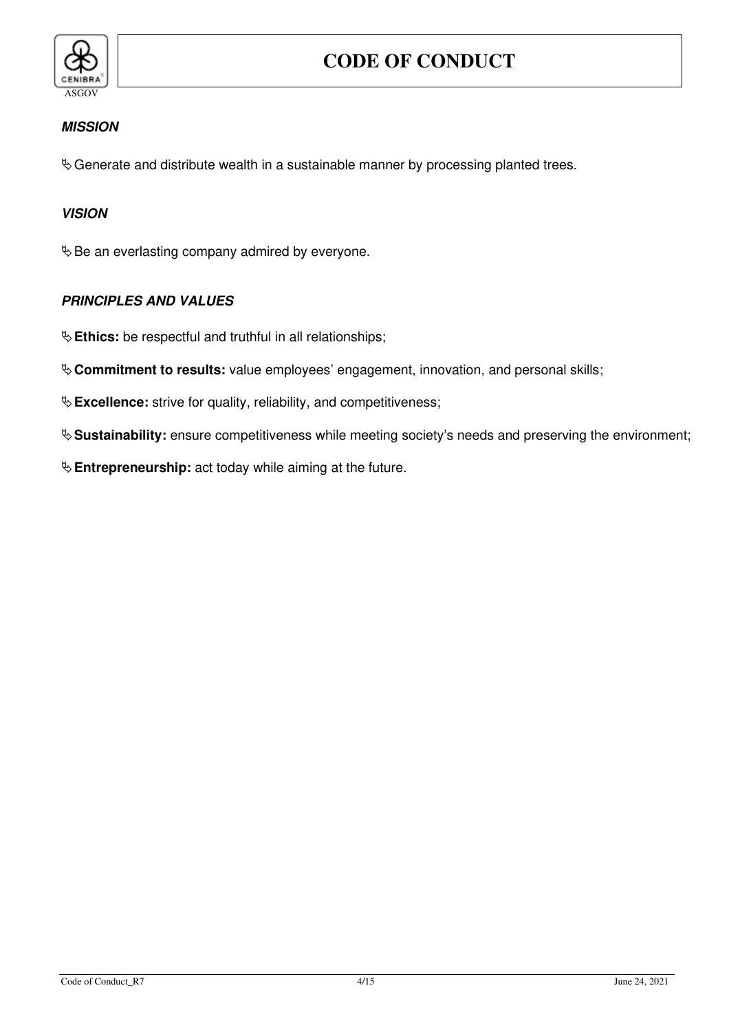### *MISSION*

- Generate and distribute wealth in a sustainable manner by processing planted trees.

### *VISION*

- Be an everlasting company admired by everyone.

### *PRINCIPLES AND VALUES*

- **Ethics:** be respectful and truthful in all relationships;
- **Commitment to results:** value employees' engagement, innovation, and personal skills;
- **Excellence:** strive for quality, reliability, and competitiveness;
- **Sustainability:** ensure competitiveness while meeting society's needs and preserving the environment;
- **Entrepreneurship:** act today while aiming at the future.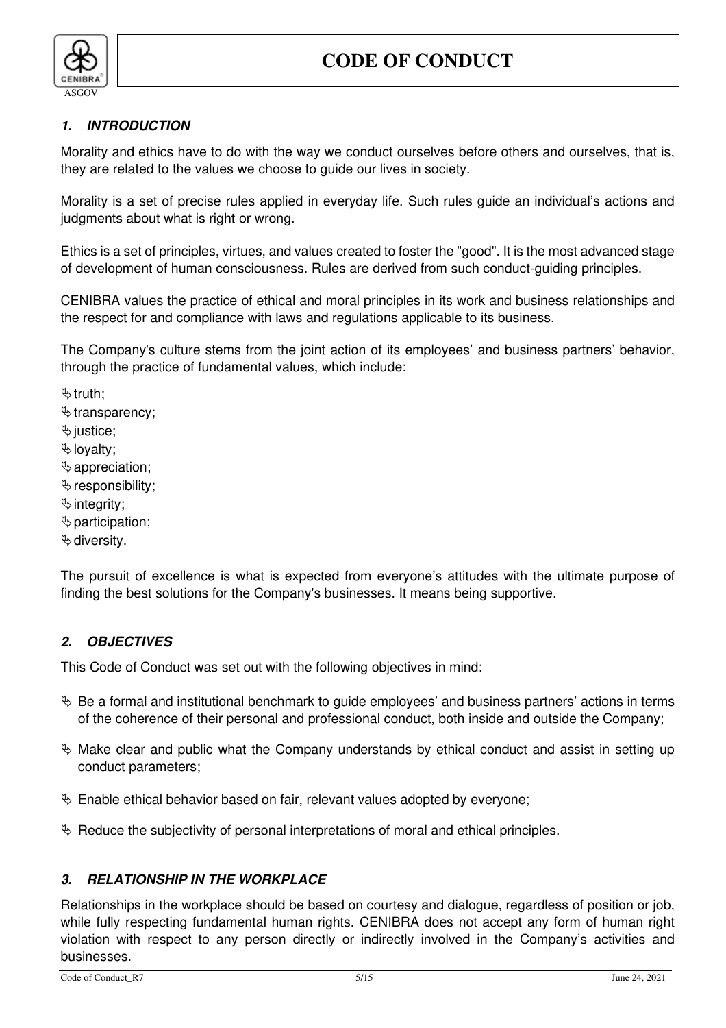## 1. INTRODUCTION

Morality and ethics have to do with the way we conduct ourselves before others and ourselves, that is, they are related to the values we choose to guide our lives in society.

Morality is a set of precise rules applied in everyday life. Such rules guide an individual's actions and judgments about what is right or wrong.

Ethics is a set of principles, virtues, and values created to foster the "good". It is the most advanced stage of development of human consciousness. Rules are derived from such conduct-guiding principles.

CENIBRA values the practice of ethical and moral principles in its work and business relationships and the respect for and compliance with laws and regulations applicable to its business.

The Company's culture stems from the joint action of its employees' and business partners' behavior, through the practice of fundamental values, which include:

- truth;
- transparency;
- justice;
- loyalty;
- appreciation;
- responsibility;
- integrity;
- participation;
- diversity.

The pursuit of excellence is what is expected from everyone's attitudes with the ultimate purpose of finding the best solutions for the Company's businesses. It means being supportive.

## 2. OBJECTIVES

This Code of Conduct was set out with the following objectives in mind:

- Be a formal and institutional benchmark to guide employees' and business partners' actions in terms of the coherence of their personal and professional conduct, both inside and outside the Company;
- Make clear and public what the Company understands by ethical conduct and assist in setting up conduct parameters;
- Enable ethical behavior based on fair, relevant values adopted by everyone;
- Reduce the subjectivity of personal interpretations of moral and ethical principles.

## 3. RELATIONSHIP IN THE WORKPLACE

Relationships in the workplace should be based on courtesy and dialogue, regardless of position or job, while fully respecting fundamental human rights. CENIBRA does not accept any form of human right violation with respect to any person directly or indirectly involved in the Company's activities and businesses.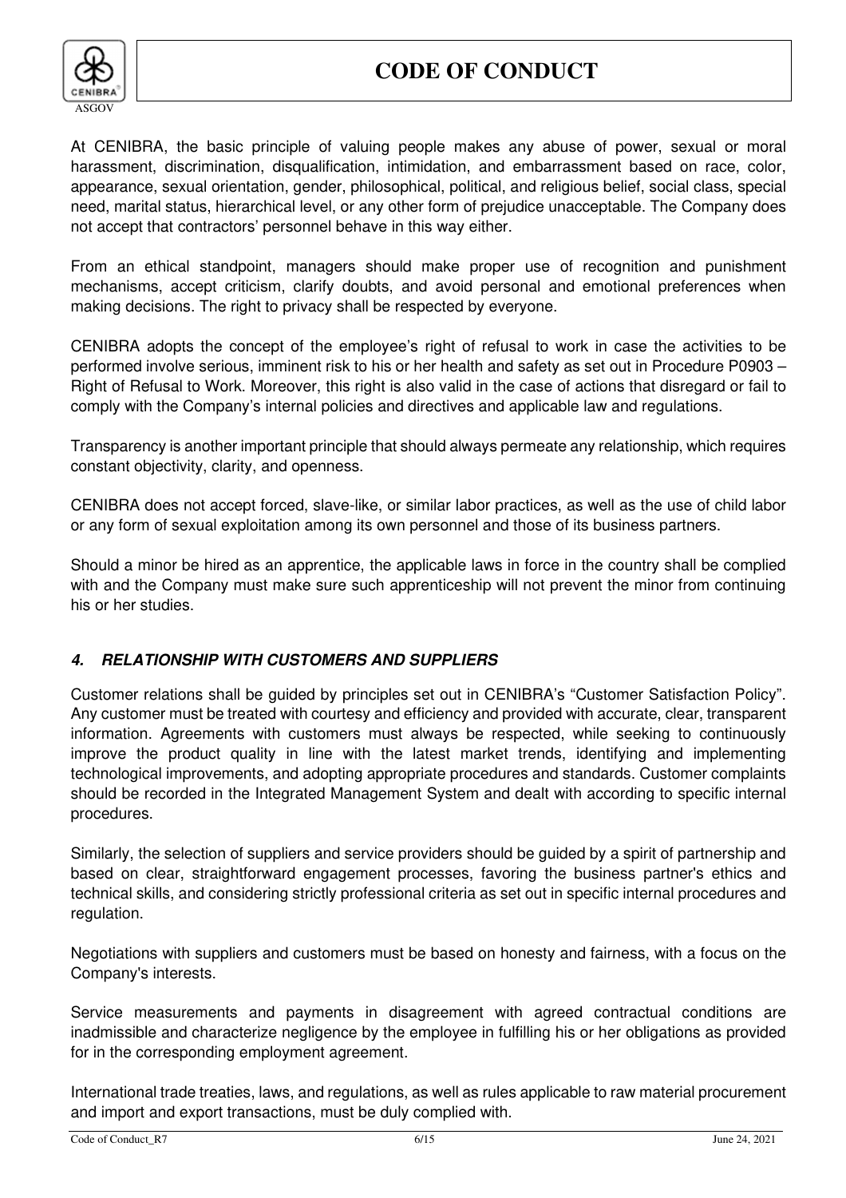At CENIBRA, the basic principle of valuing people makes any abuse of power, sexual or moral harassment, discrimination, disqualification, intimidation, and embarrassment based on race, color, appearance, sexual orientation, gender, philosophical, political, and religious belief, social class, special need, marital status, hierarchical level, or any other form of prejudice unacceptable. The Company does not accept that contractors' personnel behave in this way either.

From an ethical standpoint, managers should make proper use of recognition and punishment mechanisms, accept criticism, clarify doubts, and avoid personal and emotional preferences when making decisions. The right to privacy shall be respected by everyone.

CENIBRA adopts the concept of the employee's right of refusal to work in case the activities to be performed involve serious, imminent risk to his or her health and safety as set out in Procedure P0903 – Right of Refusal to Work. Moreover, this right is also valid in the case of actions that disregard or fail to comply with the Company's internal policies and directives and applicable law and regulations.

Transparency is another important principle that should always permeate any relationship, which requires constant objectivity, clarity, and openness.

CENIBRA does not accept forced, slave-like, or similar labor practices, as well as the use of child labor or any form of sexual exploitation among its own personnel and those of its business partners.

Should a minor be hired as an apprentice, the applicable laws in force in the country shall be complied with and the Company must make sure such apprenticeship will not prevent the minor from continuing his or her studies.

## *4. RELATIONSHIP WITH CUSTOMERS AND SUPPLIERS*

Customer relations shall be guided by principles set out in CENIBRA's "Customer Satisfaction Policy". Any customer must be treated with courtesy and efficiency and provided with accurate, clear, transparent information. Agreements with customers must always be respected, while seeking to continuously improve the product quality in line with the latest market trends, identifying and implementing technological improvements, and adopting appropriate procedures and standards. Customer complaints should be recorded in the Integrated Management System and dealt with according to specific internal procedures.

Similarly, the selection of suppliers and service providers should be guided by a spirit of partnership and based on clear, straightforward engagement processes, favoring the business partner's ethics and technical skills, and considering strictly professional criteria as set out in specific internal procedures and regulation.

Negotiations with suppliers and customers must be based on honesty and fairness, with a focus on the Company's interests.

Service measurements and payments in disagreement with agreed contractual conditions are inadmissible and characterize negligence by the employee in fulfilling his or her obligations as provided for in the corresponding employment agreement.

International trade treaties, laws, and regulations, as well as rules applicable to raw material procurement and import and export transactions, must be duly complied with.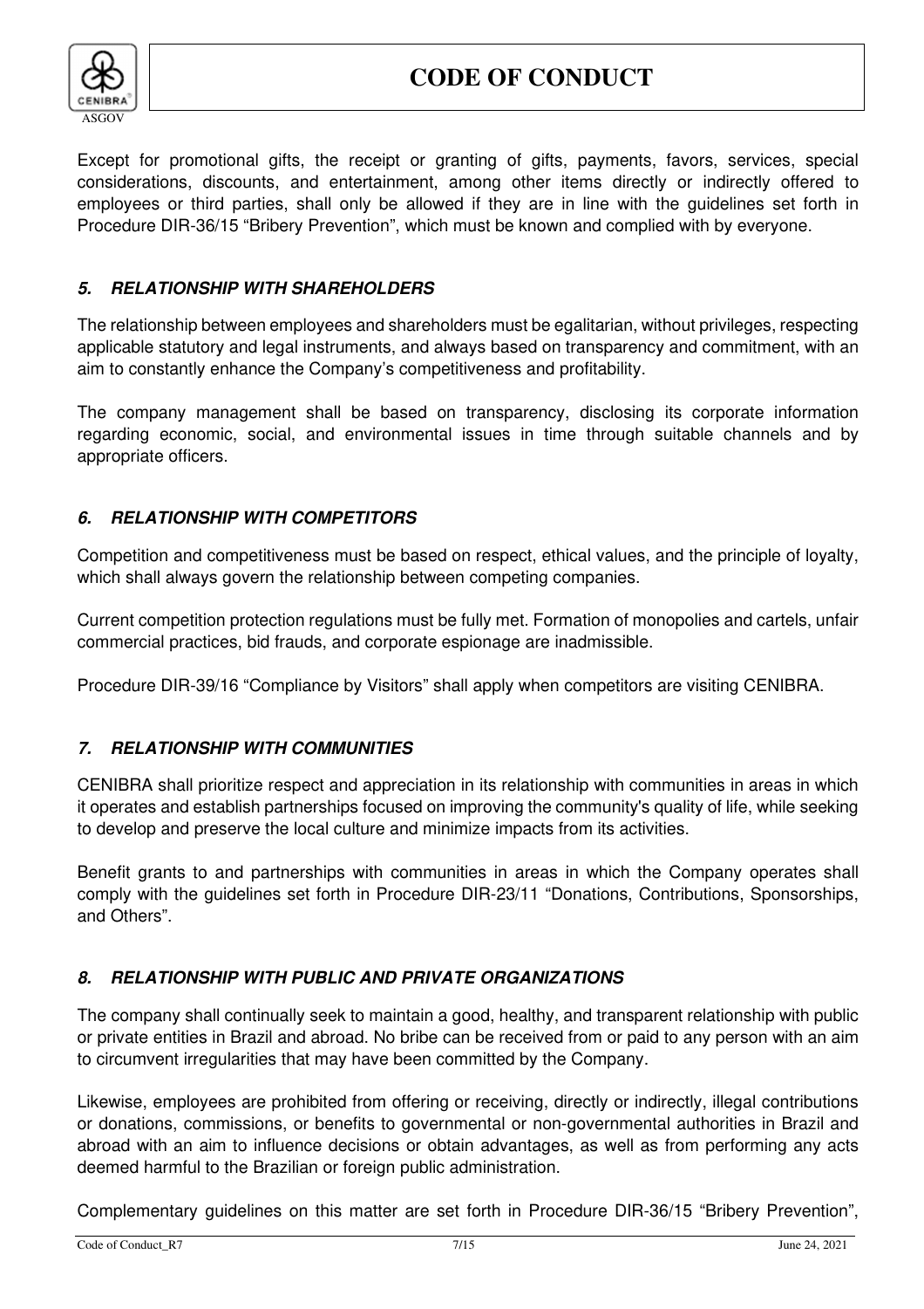Except for promotional gifts, the receipt or granting of gifts, payments, favors, services, special considerations, discounts, and entertainment, among other items directly or indirectly offered to employees or third parties, shall only be allowed if they are in line with the guidelines set forth in Procedure DIR-36/15 “Bribery Prevention”, which must be known and complied with by everyone.

## *5. RELATIONSHIP WITH SHAREHOLDERS*

The relationship between employees and shareholders must be egalitarian, without privileges, respecting applicable statutory and legal instruments, and always based on transparency and commitment, with an aim to constantly enhance the Company’s competitiveness and profitability.

The company management shall be based on transparency, disclosing its corporate information regarding economic, social, and environmental issues in time through suitable channels and by appropriate officers.

## *6. RELATIONSHIP WITH COMPETITORS*

Competition and competitiveness must be based on respect, ethical values, and the principle of loyalty, which shall always govern the relationship between competing companies.

Current competition protection regulations must be fully met. Formation of monopolies and cartels, unfair commercial practices, bid frauds, and corporate espionage are inadmissible.

Procedure DIR-39/16 “Compliance by Visitors” shall apply when competitors are visiting CENIBRA.

## *7. RELATIONSHIP WITH COMMUNITIES*

CENIBRA shall prioritize respect and appreciation in its relationship with communities in areas in which it operates and establish partnerships focused on improving the community's quality of life, while seeking to develop and preserve the local culture and minimize impacts from its activities.

Benefit grants to and partnerships with communities in areas in which the Company operates shall comply with the guidelines set forth in Procedure DIR-23/11 “Donations, Contributions, Sponsorships, and Others”.

## *8. RELATIONSHIP WITH PUBLIC AND PRIVATE ORGANIZATIONS*

The company shall continually seek to maintain a good, healthy, and transparent relationship with public or private entities in Brazil and abroad. No bribe can be received from or paid to any person with an aim to circumvent irregularities that may have been committed by the Company.

Likewise, employees are prohibited from offering or receiving, directly or indirectly, illegal contributions or donations, commissions, or benefits to governmental or non-governmental authorities in Brazil and abroad with an aim to influence decisions or obtain advantages, as well as from performing any acts deemed harmful to the Brazilian or foreign public administration.

Complementary guidelines on this matter are set forth in Procedure DIR-36/15 “Bribery Prevention”,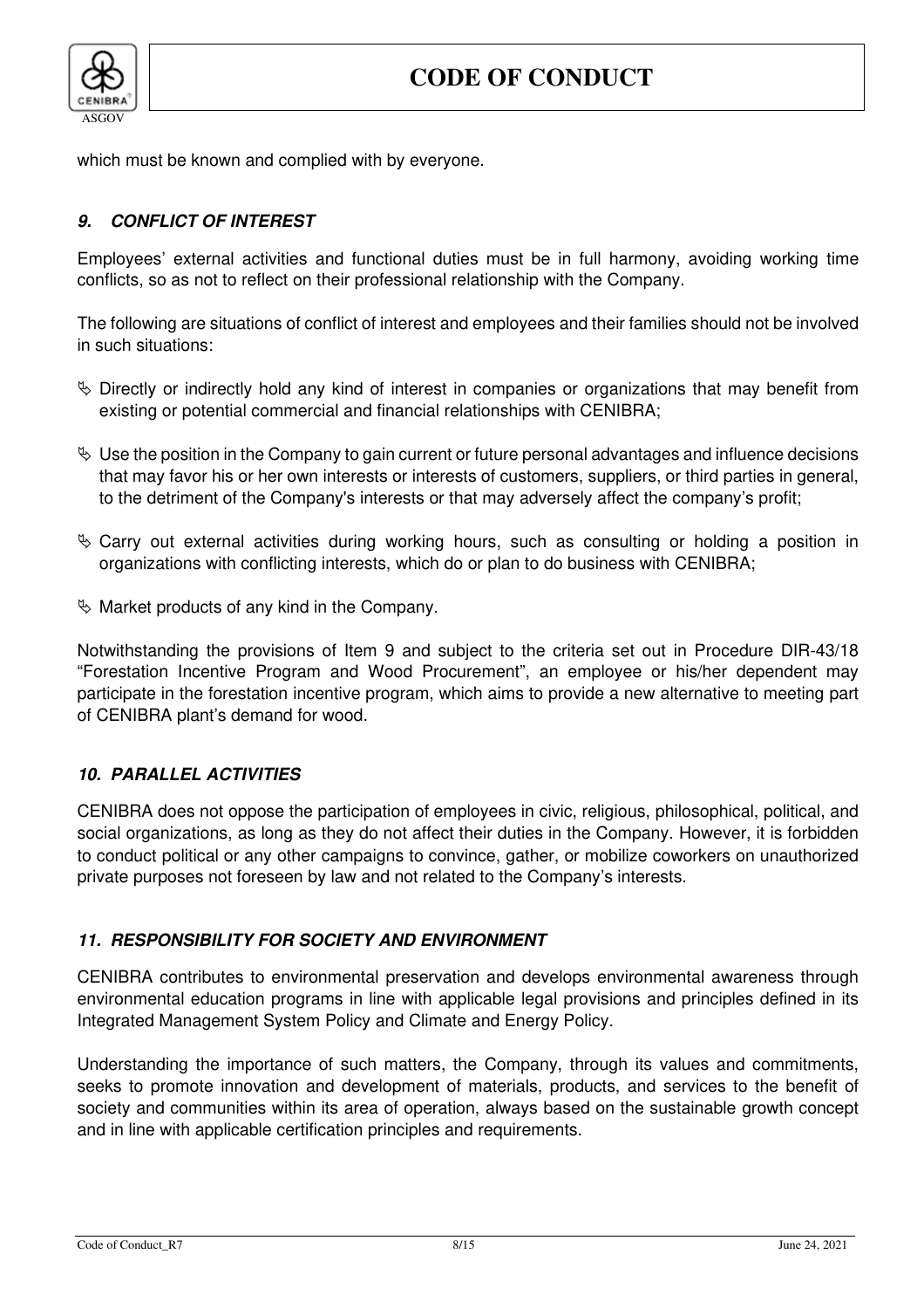which must be known and complied with by everyone.

## ***9. CONFLICT OF INTEREST***

Employees' external activities and functional duties must be in full harmony, avoiding working time conflicts, so as not to reflect on their professional relationship with the Company.

The following are situations of conflict of interest and employees and their families should not be involved in such situations:

- Directly or indirectly hold any kind of interest in companies or organizations that may benefit from existing or potential commercial and financial relationships with CENIBRA;
- Use the position in the Company to gain current or future personal advantages and influence decisions that may favor his or her own interests or interests of customers, suppliers, or third parties in general, to the detriment of the Company's interests or that may adversely affect the company's profit;
- Carry out external activities during working hours, such as consulting or holding a position in organizations with conflicting interests, which do or plan to do business with CENIBRA;
- Market products of any kind in the Company.

Notwithstanding the provisions of Item 9 and subject to the criteria set out in Procedure DIR-43/18 "Forestation Incentive Program and Wood Procurement", an employee or his/her dependent may participate in the forestation incentive program, which aims to provide a new alternative to meeting part of CENIBRA plant's demand for wood.

## ***10. PARALLEL ACTIVITIES***

CENIBRA does not oppose the participation of employees in civic, religious, philosophical, political, and social organizations, as long as they do not affect their duties in the Company. However, it is forbidden to conduct political or any other campaigns to convince, gather, or mobilize coworkers on unauthorized private purposes not foreseen by law and not related to the Company's interests.

## ***11. RESPONSIBILITY FOR SOCIETY AND ENVIRONMENT***

CENIBRA contributes to environmental preservation and develops environmental awareness through environmental education programs in line with applicable legal provisions and principles defined in its Integrated Management System Policy and Climate and Energy Policy.

Understanding the importance of such matters, the Company, through its values and commitments, seeks to promote innovation and development of materials, products, and services to the benefit of society and communities within its area of operation, always based on the sustainable growth concept and in line with applicable certification principles and requirements.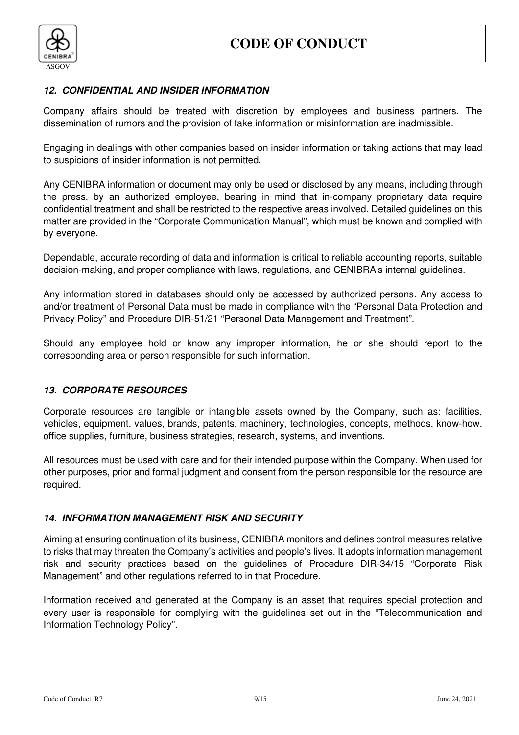## *12. CONFIDENTIAL AND INSIDER INFORMATION*

Company affairs should be treated with discretion by employees and business partners. The dissemination of rumors and the provision of fake information or misinformation are inadmissible.

Engaging in dealings with other companies based on insider information or taking actions that may lead to suspicions of insider information is not permitted.

Any CENIBRA information or document may only be used or disclosed by any means, including through the press, by an authorized employee, bearing in mind that in-company proprietary data require confidential treatment and shall be restricted to the respective areas involved. Detailed guidelines on this matter are provided in the “Corporate Communication Manual”, which must be known and complied with by everyone.

Dependable, accurate recording of data and information is critical to reliable accounting reports, suitable decision-making, and proper compliance with laws, regulations, and CENIBRA's internal guidelines.

Any information stored in databases should only be accessed by authorized persons. Any access to and/or treatment of Personal Data must be made in compliance with the “Personal Data Protection and Privacy Policy” and Procedure DIR-51/21 “Personal Data Management and Treatment”.

Should any employee hold or know any improper information, he or she should report to the corresponding area or person responsible for such information.

## *13. CORPORATE RESOURCES*

Corporate resources are tangible or intangible assets owned by the Company, such as: facilities, vehicles, equipment, values, brands, patents, machinery, technologies, concepts, methods, know-how, office supplies, furniture, business strategies, research, systems, and inventions.

All resources must be used with care and for their intended purpose within the Company. When used for other purposes, prior and formal judgment and consent from the person responsible for the resource are required.

## *14. INFORMATION MANAGEMENT RISK AND SECURITY*

Aiming at ensuring continuation of its business, CENIBRA monitors and defines control measures relative to risks that may threaten the Company’s activities and people’s lives. It adopts information management risk and security practices based on the guidelines of Procedure DIR-34/15 “Corporate Risk Management” and other regulations referred to in that Procedure.

Information received and generated at the Company is an asset that requires special protection and every user is responsible for complying with the guidelines set out in the “Telecommunication and Information Technology Policy”.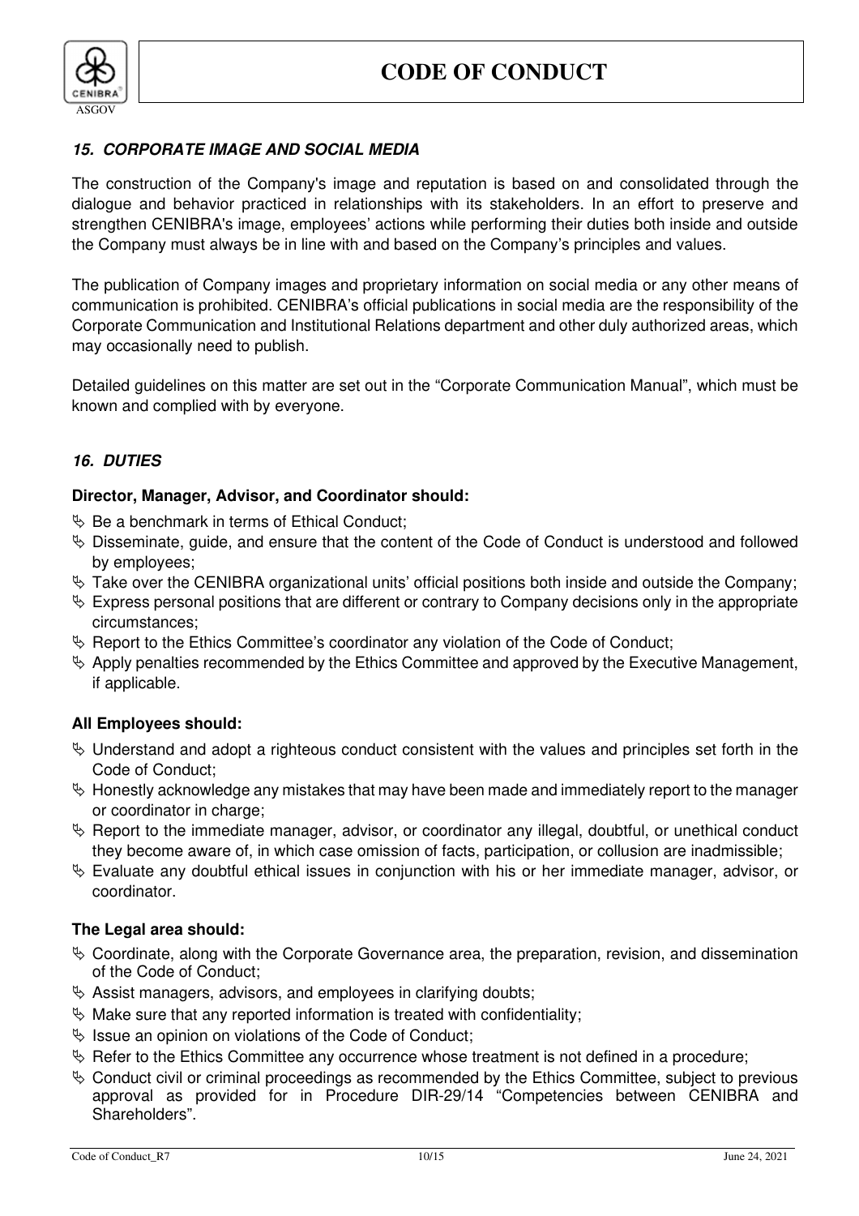### *15. CORPORATE IMAGE AND SOCIAL MEDIA*

The construction of the Company's image and reputation is based on and consolidated through the dialogue and behavior practiced in relationships with its stakeholders. In an effort to preserve and strengthen CENIBRA's image, employees' actions while performing their duties both inside and outside the Company must always be in line with and based on the Company's principles and values.

The publication of Company images and proprietary information on social media or any other means of communication is prohibited. CENIBRA's official publications in social media are the responsibility of the Corporate Communication and Institutional Relations department and other duly authorized areas, which may occasionally need to publish.

Detailed guidelines on this matter are set out in the "Corporate Communication Manual", which must be known and complied with by everyone.

### *16. DUTIES*

**Director, Manager, Advisor, and Coordinator should:**

- Be a benchmark in terms of Ethical Conduct;
- Disseminate, guide, and ensure that the content of the Code of Conduct is understood and followed by employees;
- Take over the CENIBRA organizational units' official positions both inside and outside the Company;
- Express personal positions that are different or contrary to Company decisions only in the appropriate circumstances;
- Report to the Ethics Committee's coordinator any violation of the Code of Conduct;
- Apply penalties recommended by the Ethics Committee and approved by the Executive Management, if applicable.

**All Employees should:**

- Understand and adopt a righteous conduct consistent with the values and principles set forth in the Code of Conduct;
- Honestly acknowledge any mistakes that may have been made and immediately report to the manager or coordinator in charge;
- Report to the immediate manager, advisor, or coordinator any illegal, doubtful, or unethical conduct they become aware of, in which case omission of facts, participation, or collusion are inadmissible;
- Evaluate any doubtful ethical issues in conjunction with his or her immediate manager, advisor, or coordinator.

**The Legal area should:**

- Coordinate, along with the Corporate Governance area, the preparation, revision, and dissemination of the Code of Conduct;
- Assist managers, advisors, and employees in clarifying doubts;
- Make sure that any reported information is treated with confidentiality;
- Issue an opinion on violations of the Code of Conduct;
- Refer to the Ethics Committee any occurrence whose treatment is not defined in a procedure;
- Conduct civil or criminal proceedings as recommended by the Ethics Committee, subject to previous approval as provided for in Procedure DIR-29/14 "Competencies between CENIBRA and Shareholders".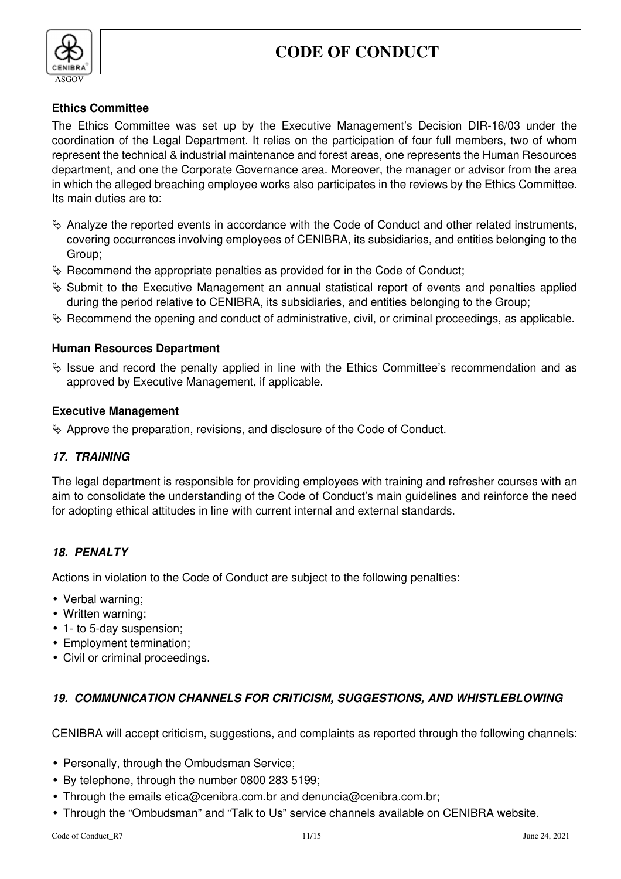**Ethics Committee**

The Ethics Committee was set up by the Executive Management's Decision DIR-16/03 under the coordination of the Legal Department. It relies on the participation of four full members, two of whom represent the technical & industrial maintenance and forest areas, one represents the Human Resources department, and one the Corporate Governance area. Moreover, the manager or advisor from the area in which the alleged breaching employee works also participates in the reviews by the Ethics Committee. Its main duties are to:

- Analyze the reported events in accordance with the Code of Conduct and other related instruments, covering occurrences involving employees of CENIBRA, its subsidiaries, and entities belonging to the Group;
- Recommend the appropriate penalties as provided for in the Code of Conduct;
- Submit to the Executive Management an annual statistical report of events and penalties applied during the period relative to CENIBRA, its subsidiaries, and entities belonging to the Group;
- Recommend the opening and conduct of administrative, civil, or criminal proceedings, as applicable.

**Human Resources Department**

- Issue and record the penalty applied in line with the Ethics Committee's recommendation and as approved by Executive Management, if applicable.

**Executive Management**

- Approve the preparation, revisions, and disclosure of the Code of Conduct.

### *17. TRAINING*

The legal department is responsible for providing employees with training and refresher courses with an aim to consolidate the understanding of the Code of Conduct's main guidelines and reinforce the need for adopting ethical attitudes in line with current internal and external standards.

### *18. PENALTY*

Actions in violation to the Code of Conduct are subject to the following penalties:

- Verbal warning;
- Written warning;
- 1- to 5-day suspension;
- Employment termination;
- Civil or criminal proceedings.

### *19. COMMUNICATION CHANNELS FOR CRITICISM, SUGGESTIONS, AND WHISTLEBLOWING*

CENIBRA will accept criticism, suggestions, and complaints as reported through the following channels:

- Personally, through the Ombudsman Service;
- By telephone, through the number 0800 283 5199;
- Through the emails etica@cenibra.com.br and denuncia@cenibra.com.br;
- Through the "Ombudsman" and "Talk to Us" service channels available on CENIBRA website.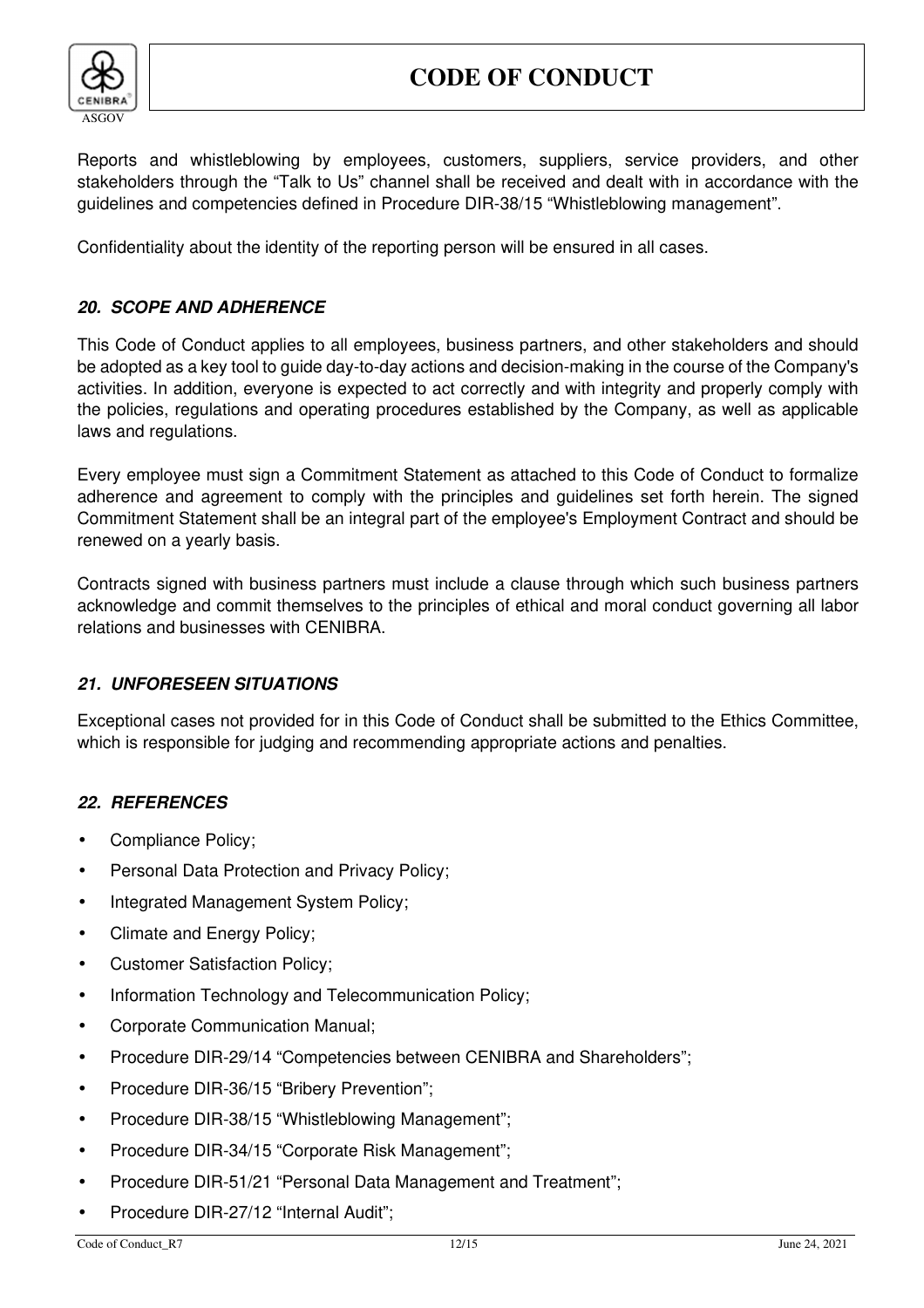Reports and whistleblowing by employees, customers, suppliers, service providers, and other stakeholders through the "Talk to Us" channel shall be received and dealt with in accordance with the guidelines and competencies defined in Procedure DIR-38/15 "Whistleblowing management".

Confidentiality about the identity of the reporting person will be ensured in all cases.

## *20. SCOPE AND ADHERENCE*

This Code of Conduct applies to all employees, business partners, and other stakeholders and should be adopted as a key tool to guide day-to-day actions and decision-making in the course of the Company's activities. In addition, everyone is expected to act correctly and with integrity and properly comply with the policies, regulations and operating procedures established by the Company, as well as applicable laws and regulations.

Every employee must sign a Commitment Statement as attached to this Code of Conduct to formalize adherence and agreement to comply with the principles and guidelines set forth herein. The signed Commitment Statement shall be an integral part of the employee's Employment Contract and should be renewed on a yearly basis.

Contracts signed with business partners must include a clause through which such business partners acknowledge and commit themselves to the principles of ethical and moral conduct governing all labor relations and businesses with CENIBRA.

## *21. UNFORESEEN SITUATIONS*

Exceptional cases not provided for in this Code of Conduct shall be submitted to the Ethics Committee, which is responsible for judging and recommending appropriate actions and penalties.

## *22. REFERENCES*

- Compliance Policy;
- Personal Data Protection and Privacy Policy;
- Integrated Management System Policy;
- Climate and Energy Policy;
- Customer Satisfaction Policy;
- Information Technology and Telecommunication Policy;
- Corporate Communication Manual;
- Procedure DIR-29/14 "Competencies between CENIBRA and Shareholders";
- Procedure DIR-36/15 "Bribery Prevention";
- Procedure DIR-38/15 "Whistleblowing Management";
- Procedure DIR-34/15 "Corporate Risk Management";
- Procedure DIR-51/21 "Personal Data Management and Treatment";
- Procedure DIR-27/12 "Internal Audit";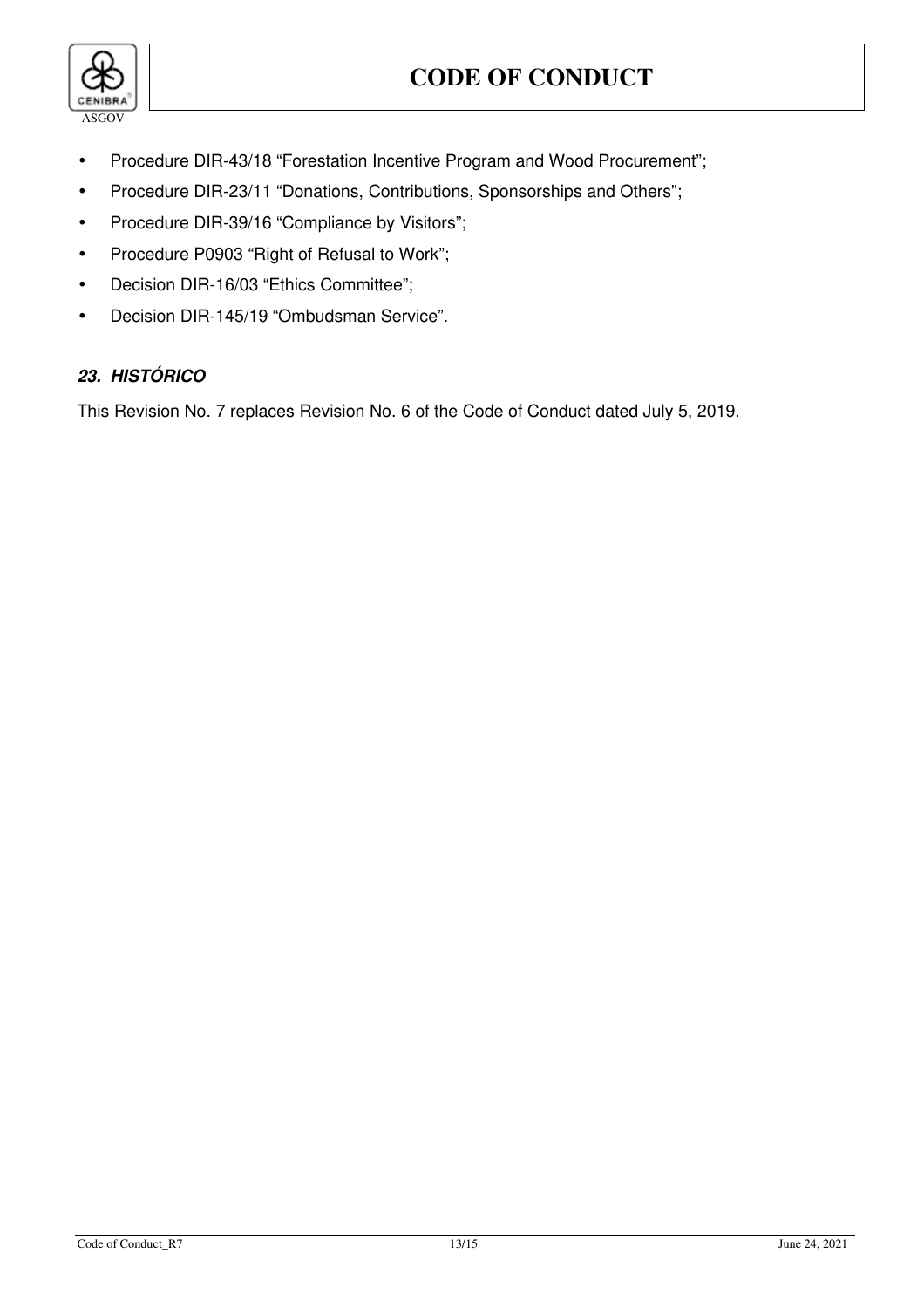- Procedure DIR-43/18 “Forestation Incentive Program and Wood Procurement”;
- Procedure DIR-23/11 “Donations, Contributions, Sponsorships and Others”;
- Procedure DIR-39/16 “Compliance by Visitors”;
- Procedure P0903 “Right of Refusal to Work”;
- Decision DIR-16/03 “Ethics Committee”;
- Decision DIR-145/19 “Ombudsman Service”.

## *23. HISTÓRICO*

This Revision No. 7 replaces Revision No. 6 of the Code of Conduct dated July 5, 2019.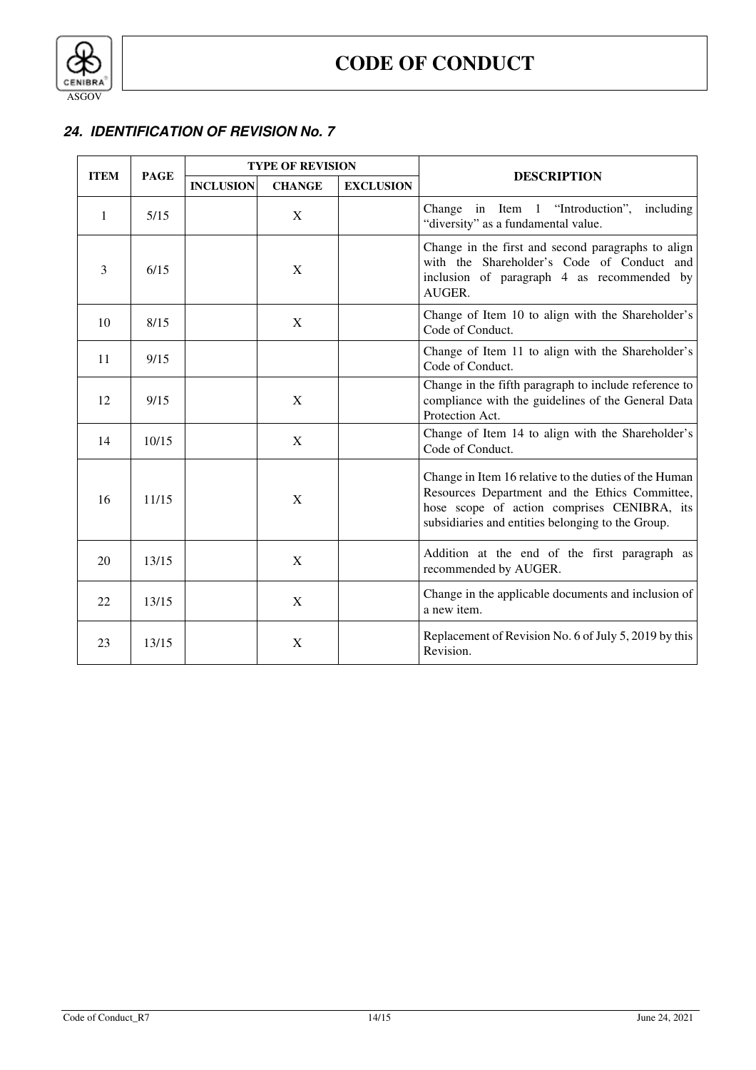## *24. IDENTIFICATION OF REVISION No. 7*

| ITEM | PAGE | TYPE OF REVISION | | | DESCRIPTION |
|---|---|---|---|---|---|
| | | INCLUSION | CHANGE | EXCLUSION | |
| 1 | 5/15 | | X | | Change in Item 1 "Introduction", including "diversity" as a fundamental value. |
| 3 | 6/15 | | X | | Change in the first and second paragraphs to align with the Shareholder's Code of Conduct and inclusion of paragraph 4 as recommended by AUGER. |
| 10 | 8/15 | | X | | Change of Item 10 to align with the Shareholder's Code of Conduct. |
| 11 | 9/15 | | | | Change of Item 11 to align with the Shareholder's Code of Conduct. |
| 12 | 9/15 | | X | | Change in the fifth paragraph to include reference to compliance with the guidelines of the General Data Protection Act. |
| 14 | 10/15 | | X | | Change of Item 14 to align with the Shareholder's Code of Conduct. |
| 16 | 11/15 | | X | | Change in Item 16 relative to the duties of the Human Resources Department and the Ethics Committee, hose scope of action comprises CENIBRA, its subsidiaries and entities belonging to the Group. |
| 20 | 13/15 | | X | | Addition at the end of the first paragraph as recommended by AUGER. |
| 22 | 13/15 | | X | | Change in the applicable documents and inclusion of a new item. |
| 23 | 13/15 | | X | | Replacement of Revision No. 6 of July 5, 2019 by this Revision. |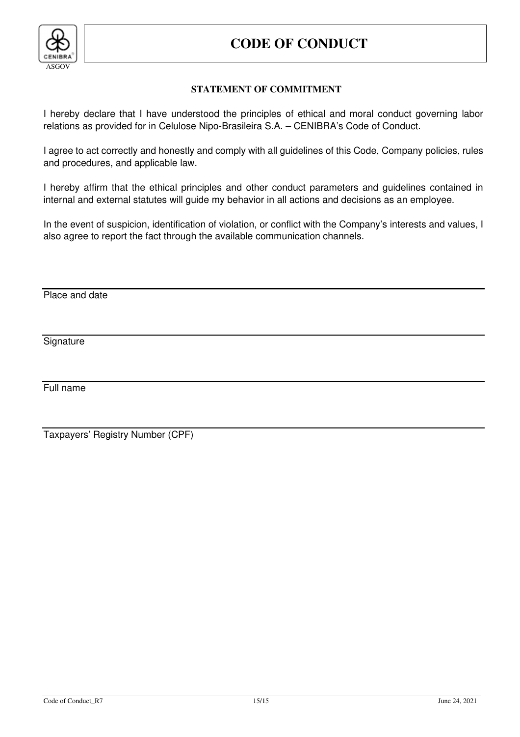# CODE OF CONDUCT

## STATEMENT OF COMMITMENT

I hereby declare that I have understood the principles of ethical and moral conduct governing labor relations as provided for in Celulose Nipo-Brasileira S.A. – CENIBRA's Code of Conduct.

I agree to act correctly and honestly and comply with all guidelines of this Code, Company policies, rules and procedures, and applicable law.

I hereby affirm that the ethical principles and other conduct parameters and guidelines contained in internal and external statutes will guide my behavior in all actions and decisions as an employee.

In the event of suspicion, identification of violation, or conflict with the Company's interests and values, I also agree to report the fact through the available communication channels.

---

Place and date

---

Signature

---

Full name

---

Taxpayers' Registry Number (CPF)